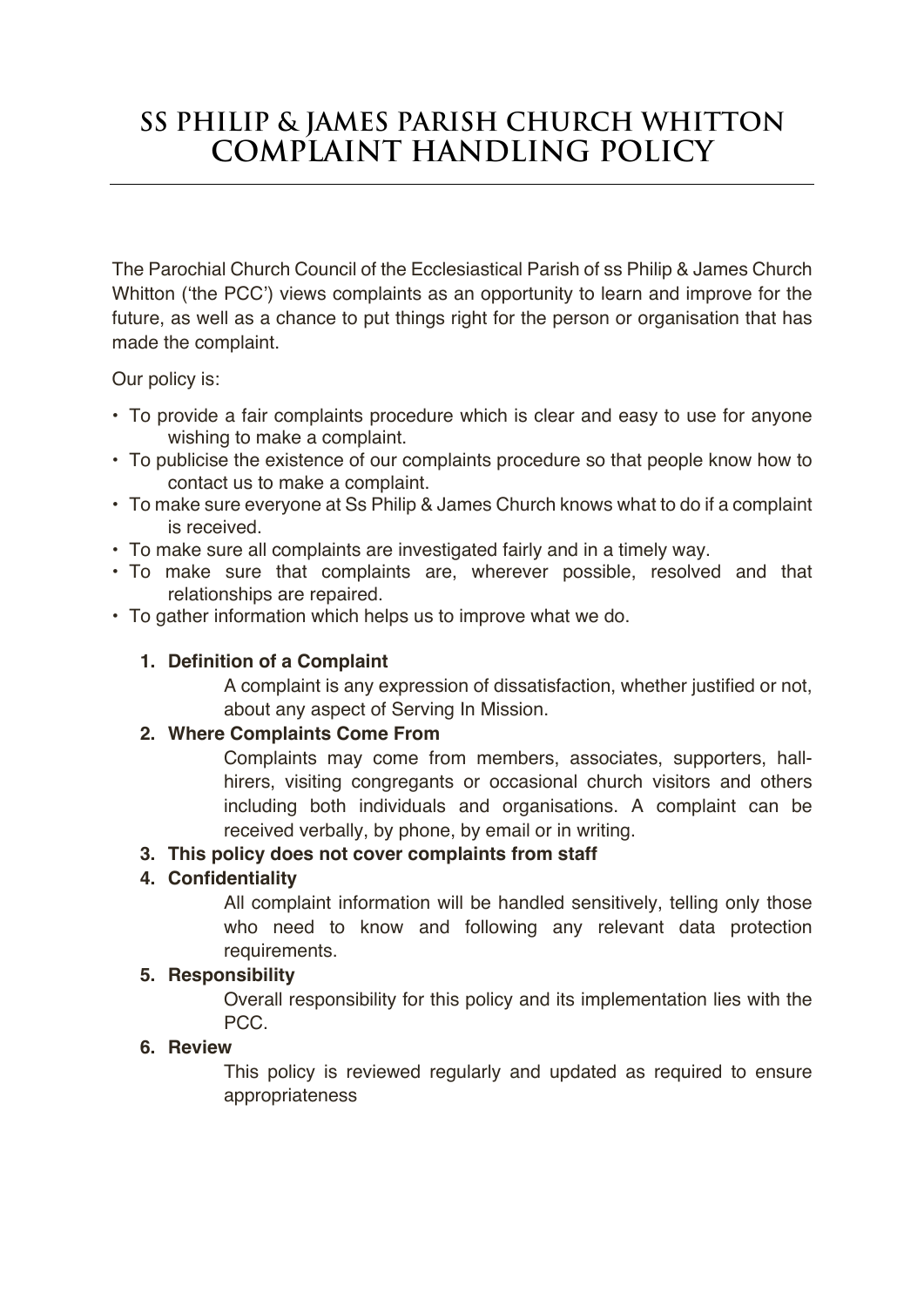# SS PHILIP & JAMES PARISH CHURCH WHITTON COMPLAINT HANDLING POLICY

The Parochial Church Council of the Ecclesiastical Parish of ss Philip & James Church Whitton ('the PCC') views complaints as an opportunity to learn and improve for the future, as well as a chance to put things right for the person or organisation that has made the complaint.

Our policy is:

- To provide a fair complaints procedure which is clear and easy to use for anyone wishing to make a complaint.
- To publicise the existence of our complaints procedure so that people know how to contact us to make a complaint.
- To make sure everyone at Ss Philip & James Church knows what to do if a complaint is received.
- To make sure all complaints are investigated fairly and in a timely way.
- To make sure that complaints are, wherever possible, resolved and that relationships are repaired.
- To gather information which helps us to improve what we do.

1. **Definition of a Complaint**

   A complaint is any expression of dissatisfaction, whether justified or not, about any aspect of Serving In Mission.

2. **Where Complaints Come From**

   Complaints may come from members, associates, supporters, hall-hirers, visiting congregants or occasional church visitors and others including both individuals and organisations. A complaint can be received verbally, by phone, by email or in writing.

3. **This policy does not cover complaints from staff**

4. **Confidentiality**

   All complaint information will be handled sensitively, telling only those who need to know and following any relevant data protection requirements.

5. **Responsibility**

   Overall responsibility for this policy and its implementation lies with the PCC.

6. **Review**

   This policy is reviewed regularly and updated as required to ensure appropriateness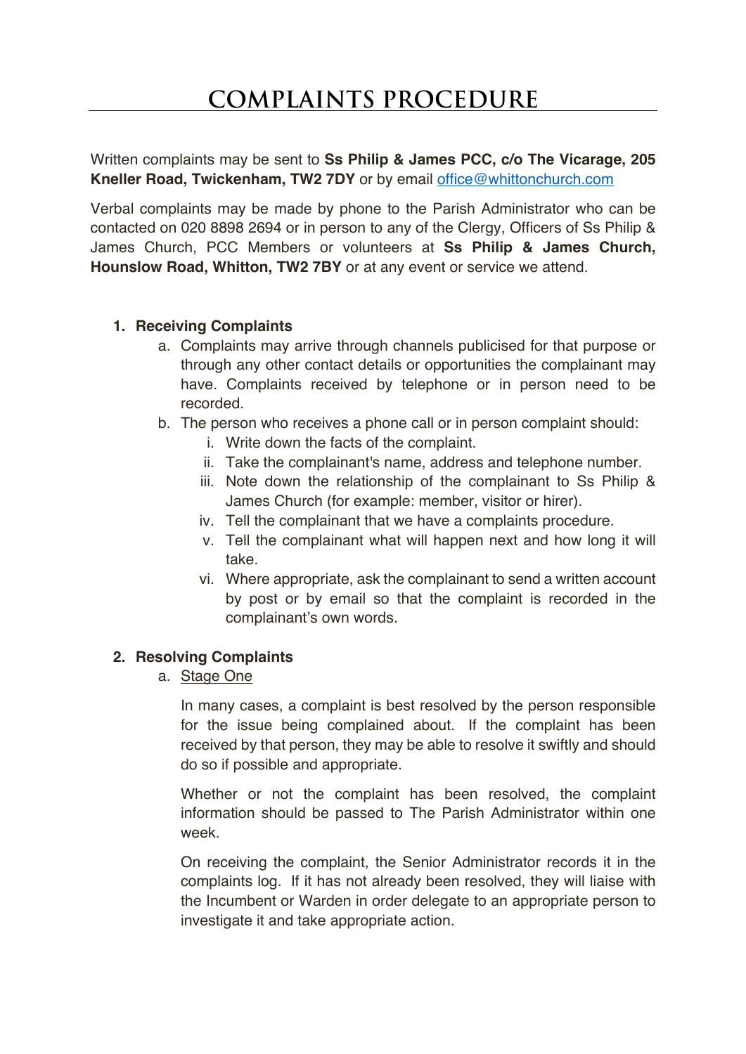# COMPLAINTS PROCEDURE

Written complaints may be sent to **Ss Philip & James PCC, c/o The Vicarage, 205 Kneller Road, Twickenham, TW2 7DY** or by email office@whittonchurch.com

Verbal complaints may be made by phone to the Parish Administrator who can be contacted on 020 8898 2694 or in person to any of the Clergy, Officers of Ss Philip & James Church, PCC Members or volunteers at **Ss Philip & James Church, Hounslow Road, Whitton, TW2 7BY** or at any event or service we attend.

1. **Receiving Complaints**
   a. Complaints may arrive through channels publicised for that purpose or through any other contact details or opportunities the complainant may have. Complaints received by telephone or in person need to be recorded.
   b. The person who receives a phone call or in person complaint should:
      i. Write down the facts of the complaint.
      ii. Take the complainant's name, address and telephone number.
      iii. Note down the relationship of the complainant to Ss Philip & James Church (for example: member, visitor or hirer).
      iv. Tell the complainant that we have a complaints procedure.
      v. Tell the complainant what will happen next and how long it will take.
      vi. Where appropriate, ask the complainant to send a written account by post or by email so that the complaint is recorded in the complainant's own words.

2. **Resolving Complaints**
   a. Stage One

      In many cases, a complaint is best resolved by the person responsible for the issue being complained about. If the complaint has been received by that person, they may be able to resolve it swiftly and should do so if possible and appropriate.

      Whether or not the complaint has been resolved, the complaint information should be passed to The Parish Administrator within one week.

      On receiving the complaint, the Senior Administrator records it in the complaints log. If it has not already been resolved, they will liaise with the Incumbent or Warden in order delegate to an appropriate person to investigate it and take appropriate action.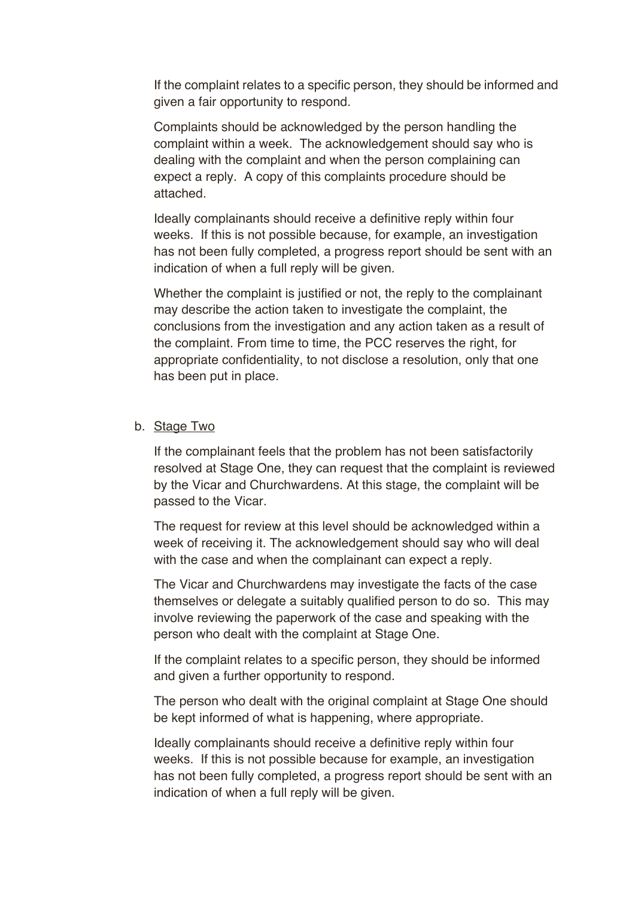If the complaint relates to a specific person, they should be informed and given a fair opportunity to respond.

Complaints should be acknowledged by the person handling the complaint within a week. The acknowledgement should say who is dealing with the complaint and when the person complaining can expect a reply. A copy of this complaints procedure should be attached.

Ideally complainants should receive a definitive reply within four weeks. If this is not possible because, for example, an investigation has not been fully completed, a progress report should be sent with an indication of when a full reply will be given.

Whether the complaint is justified or not, the reply to the complainant may describe the action taken to investigate the complaint, the conclusions from the investigation and any action taken as a result of the complaint. From time to time, the PCC reserves the right, for appropriate confidentiality, to not disclose a resolution, only that one has been put in place.

b. <u>Stage Two</u>

If the complainant feels that the problem has not been satisfactorily resolved at Stage One, they can request that the complaint is reviewed by the Vicar and Churchwardens. At this stage, the complaint will be passed to the Vicar.

The request for review at this level should be acknowledged within a week of receiving it. The acknowledgement should say who will deal with the case and when the complainant can expect a reply.

The Vicar and Churchwardens may investigate the facts of the case themselves or delegate a suitably qualified person to do so. This may involve reviewing the paperwork of the case and speaking with the person who dealt with the complaint at Stage One.

If the complaint relates to a specific person, they should be informed and given a further opportunity to respond.

The person who dealt with the original complaint at Stage One should be kept informed of what is happening, where appropriate.

Ideally complainants should receive a definitive reply within four weeks. If this is not possible because for example, an investigation has not been fully completed, a progress report should be sent with an indication of when a full reply will be given.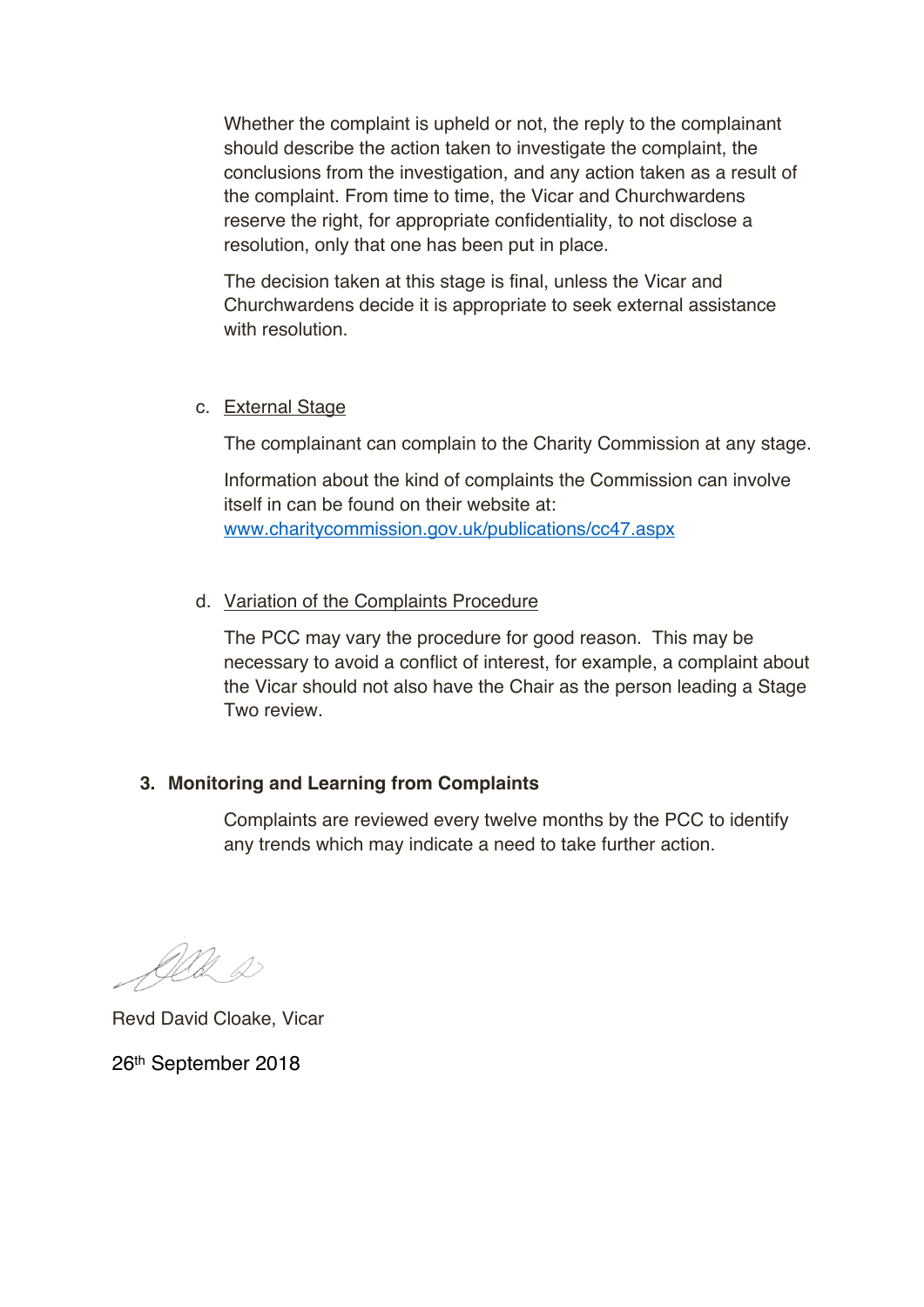Whether the complaint is upheld or not, the reply to the complainant should describe the action taken to investigate the complaint, the conclusions from the investigation, and any action taken as a result of the complaint. From time to time, the Vicar and Churchwardens reserve the right, for appropriate confidentiality, to not disclose a resolution, only that one has been put in place.

The decision taken at this stage is final, unless the Vicar and Churchwardens decide it is appropriate to seek external assistance with resolution.

c. External Stage

The complainant can complain to the Charity Commission at any stage.

Information about the kind of complaints the Commission can involve itself in can be found on their website at: [www.charitycommission.gov.uk/publications/cc47.aspx](http://www.charitycommission.gov.uk/publications/cc47.aspx)

d. Variation of the Complaints Procedure

The PCC may vary the procedure for good reason. This may be necessary to avoid a conflict of interest, for example, a complaint about the Vicar should not also have the Chair as the person leading a Stage Two review.

## 3. Monitoring and Learning from Complaints

Complaints are reviewed every twelve months by the PCC to identify any trends which may indicate a need to take further action.

Revd David Cloake, Vicar

26th September 2018